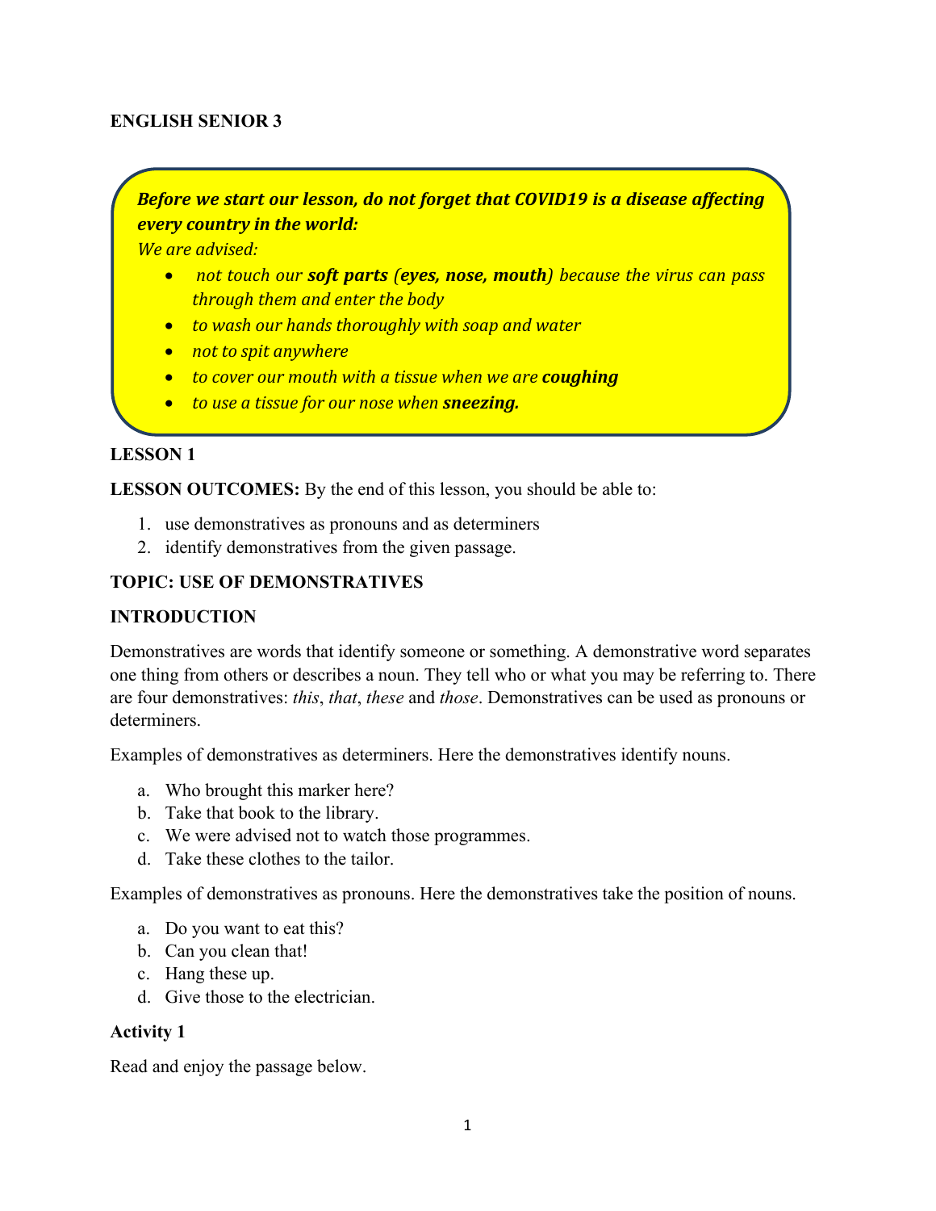**ENGLISH SENIOR 3**

> ***Before we start our lesson, do not forget that COVID19 is a disease affecting every country in the world:***
>
> *We are advised:*
>
> - *not touch our **soft parts** (**eyes, nose, mouth**) because the virus can pass through them and enter the body*
> - *to wash our hands thoroughly with soap and water*
> - *not to spit anywhere*
> - *to cover our mouth with a tissue when we are **coughing***
> - *to use a tissue for our nose when **sneezing.***

**LESSON 1**

**LESSON OUTCOMES:** By the end of this lesson, you should be able to:

1. use demonstratives as pronouns and as determiners
2. identify demonstratives from the given passage.

**TOPIC: USE OF DEMONSTRATIVES**

**INTRODUCTION**

Demonstratives are words that identify someone or something. A demonstrative word separates one thing from others or describes a noun. They tell who or what you may be referring to. There are four demonstratives: *this*, *that*, *these* and *those*. Demonstratives can be used as pronouns or determiners.

Examples of demonstratives as determiners. Here the demonstratives identify nouns.

a. Who brought this marker here?
b. Take that book to the library.
c. We were advised not to watch those programmes.
d. Take these clothes to the tailor.

Examples of demonstratives as pronouns. Here the demonstratives take the position of nouns.

a. Do you want to eat this?
b. Can you clean that!
c. Hang these up.
d. Give those to the electrician.

**Activity 1**

Read and enjoy the passage below.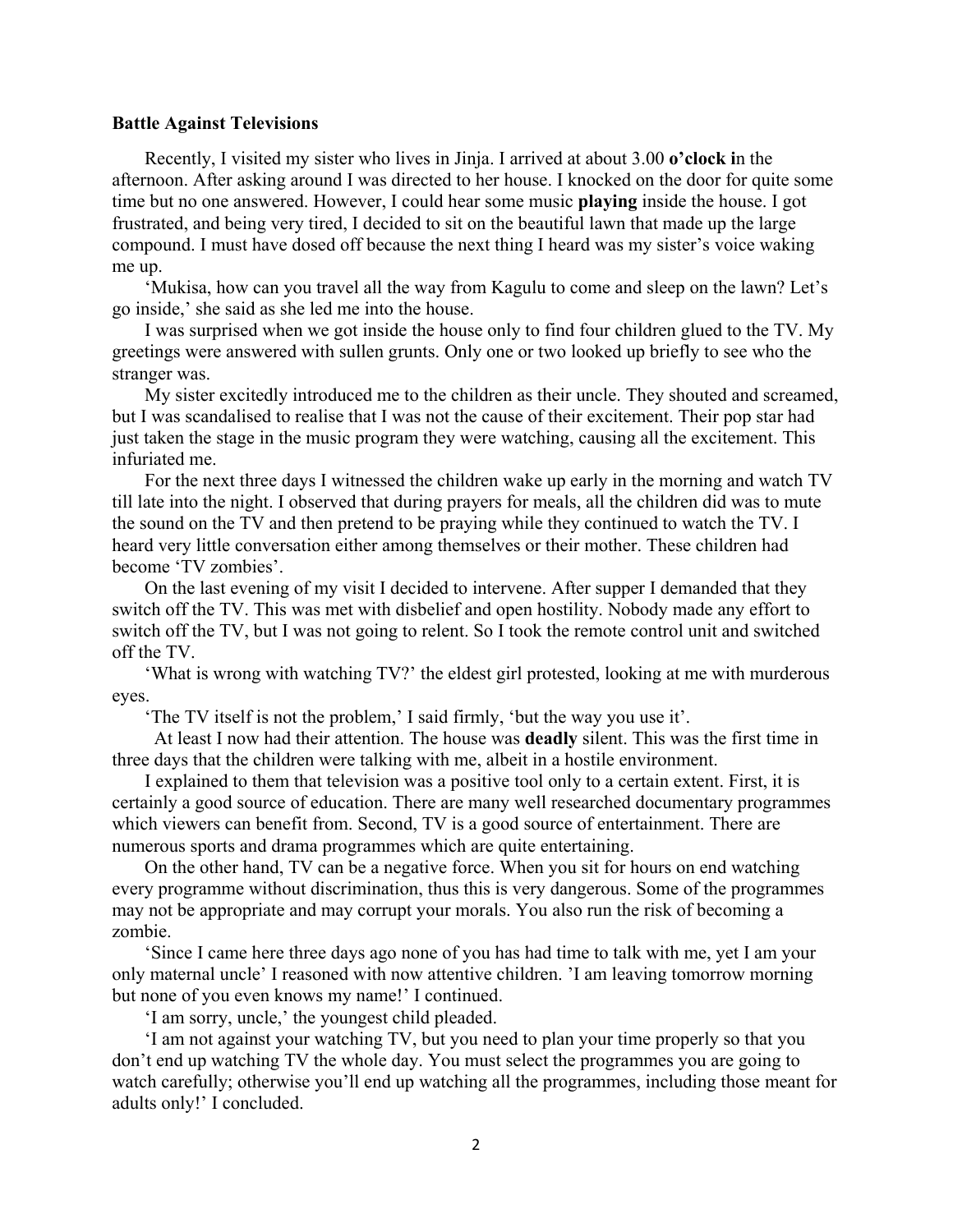**Battle Against Televisions**

Recently, I visited my sister who lives in Jinja. I arrived at about 3.00 **o'clock i**n the afternoon. After asking around I was directed to her house. I knocked on the door for quite some time but no one answered. However, I could hear some music **playing** inside the house. I got frustrated, and being very tired, I decided to sit on the beautiful lawn that made up the large compound. I must have dosed off because the next thing I heard was my sister's voice waking me up.

'Mukisa, how can you travel all the way from Kagulu to come and sleep on the lawn? Let's go inside,' she said as she led me into the house.

I was surprised when we got inside the house only to find four children glued to the TV. My greetings were answered with sullen grunts. Only one or two looked up briefly to see who the stranger was.

My sister excitedly introduced me to the children as their uncle. They shouted and screamed, but I was scandalised to realise that I was not the cause of their excitement. Their pop star had just taken the stage in the music program they were watching, causing all the excitement. This infuriated me.

For the next three days I witnessed the children wake up early in the morning and watch TV till late into the night. I observed that during prayers for meals, all the children did was to mute the sound on the TV and then pretend to be praying while they continued to watch the TV. I heard very little conversation either among themselves or their mother. These children had become 'TV zombies'.

On the last evening of my visit I decided to intervene. After supper I demanded that they switch off the TV. This was met with disbelief and open hostility. Nobody made any effort to switch off the TV, but I was not going to relent. So I took the remote control unit and switched off the TV.

'What is wrong with watching TV?' the eldest girl protested, looking at me with murderous eyes.

'The TV itself is not the problem,' I said firmly, 'but the way you use it'.

At least I now had their attention. The house was **deadly** silent. This was the first time in three days that the children were talking with me, albeit in a hostile environment.

I explained to them that television was a positive tool only to a certain extent. First, it is certainly a good source of education. There are many well researched documentary programmes which viewers can benefit from. Second, TV is a good source of entertainment. There are numerous sports and drama programmes which are quite entertaining.

On the other hand, TV can be a negative force. When you sit for hours on end watching every programme without discrimination, thus this is very dangerous. Some of the programmes may not be appropriate and may corrupt your morals. You also run the risk of becoming a zombie.

'Since I came here three days ago none of you has had time to talk with me, yet I am your only maternal uncle' I reasoned with now attentive children. 'I am leaving tomorrow morning but none of you even knows my name!' I continued.

'I am sorry, uncle,' the youngest child pleaded.

'I am not against your watching TV, but you need to plan your time properly so that you don't end up watching TV the whole day. You must select the programmes you are going to watch carefully; otherwise you'll end up watching all the programmes, including those meant for adults only!' I concluded.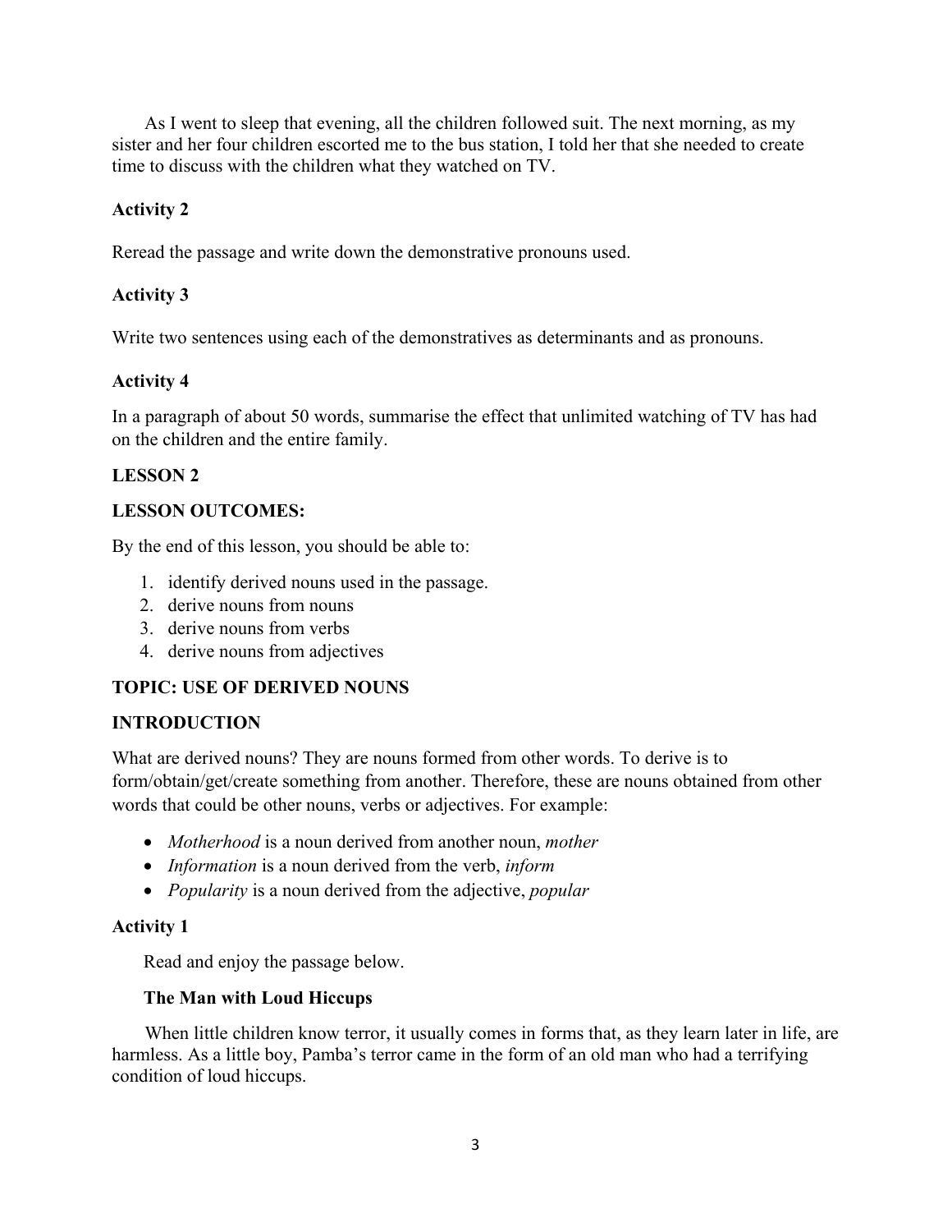As I went to sleep that evening, all the children followed suit. The next morning, as my sister and her four children escorted me to the bus station, I told her that she needed to create time to discuss with the children what they watched on TV.

**Activity 2**

Reread the passage and write down the demonstrative pronouns used.

**Activity 3**

Write two sentences using each of the demonstratives as determinants and as pronouns.

**Activity 4**

In a paragraph of about 50 words, summarise the effect that unlimited watching of TV has had on the children and the entire family.

## LESSON 2

**LESSON OUTCOMES:**

By the end of this lesson, you should be able to:

1. identify derived nouns used in the passage.
2. derive nouns from nouns
3. derive nouns from verbs
4. derive nouns from adjectives

### TOPIC: USE OF DERIVED NOUNS

**INTRODUCTION**

What are derived nouns? They are nouns formed from other words. To derive is to form/obtain/get/create something from another. Therefore, these are nouns obtained from other words that could be other nouns, verbs or adjectives. For example:

- *Motherhood* is a noun derived from another noun, *mother*
- *Information* is a noun derived from the verb, *inform*
- *Popularity* is a noun derived from the adjective, *popular*

**Activity 1**

Read and enjoy the passage below.

**The Man with Loud Hiccups**

When little children know terror, it usually comes in forms that, as they learn later in life, are harmless. As a little boy, Pamba's terror came in the form of an old man who had a terrifying condition of loud hiccups.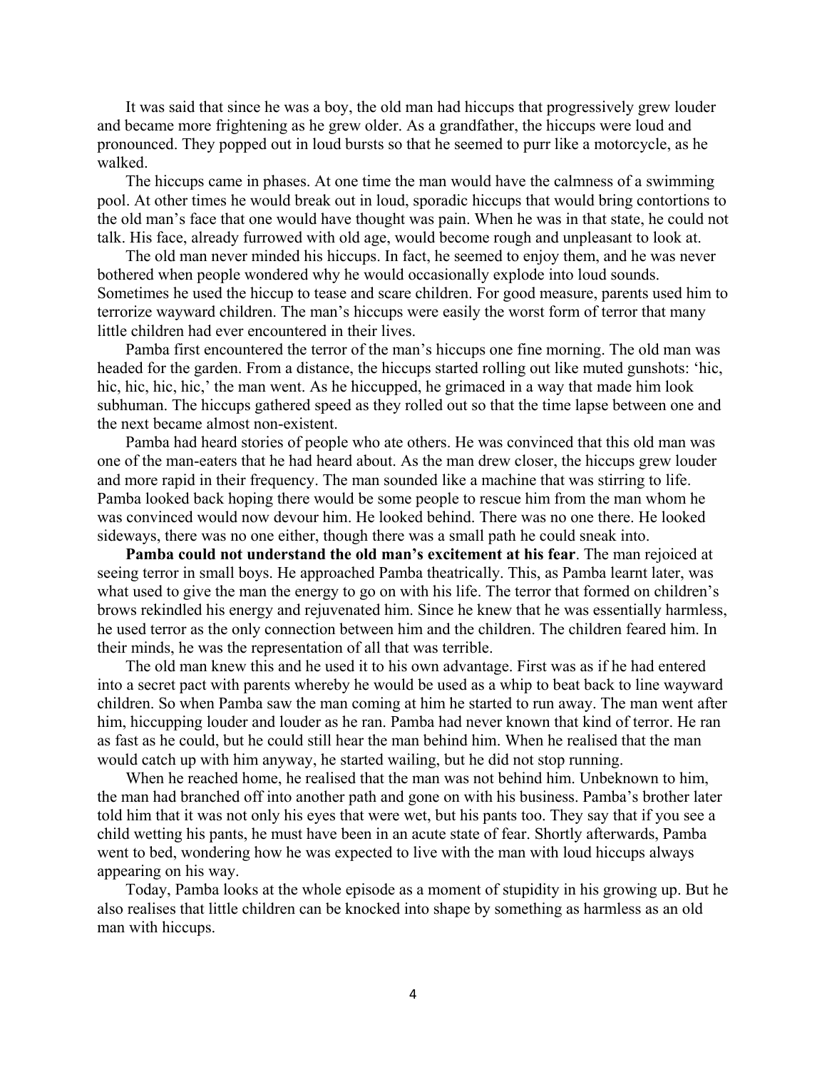It was said that since he was a boy, the old man had hiccups that progressively grew louder and became more frightening as he grew older. As a grandfather, the hiccups were loud and pronounced. They popped out in loud bursts so that he seemed to purr like a motorcycle, as he walked.

The hiccups came in phases. At one time the man would have the calmness of a swimming pool. At other times he would break out in loud, sporadic hiccups that would bring contortions to the old man's face that one would have thought was pain. When he was in that state, he could not talk. His face, already furrowed with old age, would become rough and unpleasant to look at.

The old man never minded his hiccups. In fact, he seemed to enjoy them, and he was never bothered when people wondered why he would occasionally explode into loud sounds. Sometimes he used the hiccup to tease and scare children. For good measure, parents used him to terrorize wayward children. The man's hiccups were easily the worst form of terror that many little children had ever encountered in their lives.

Pamba first encountered the terror of the man's hiccups one fine morning. The old man was headed for the garden. From a distance, the hiccups started rolling out like muted gunshots: 'hic, hic, hic, hic, hic,' the man went. As he hiccupped, he grimaced in a way that made him look subhuman. The hiccups gathered speed as they rolled out so that the time lapse between one and the next became almost non-existent.

Pamba had heard stories of people who ate others. He was convinced that this old man was one of the man-eaters that he had heard about. As the man drew closer, the hiccups grew louder and more rapid in their frequency. The man sounded like a machine that was stirring to life. Pamba looked back hoping there would be some people to rescue him from the man whom he was convinced would now devour him. He looked behind. There was no one there. He looked sideways, there was no one either, though there was a small path he could sneak into.

**Pamba could not understand the old man's excitement at his fear**. The man rejoiced at seeing terror in small boys. He approached Pamba theatrically. This, as Pamba learnt later, was what used to give the man the energy to go on with his life. The terror that formed on children's brows rekindled his energy and rejuvenated him. Since he knew that he was essentially harmless, he used terror as the only connection between him and the children. The children feared him. In their minds, he was the representation of all that was terrible.

The old man knew this and he used it to his own advantage. First was as if he had entered into a secret pact with parents whereby he would be used as a whip to beat back to line wayward children. So when Pamba saw the man coming at him he started to run away. The man went after him, hiccupping louder and louder as he ran. Pamba had never known that kind of terror. He ran as fast as he could, but he could still hear the man behind him. When he realised that the man would catch up with him anyway, he started wailing, but he did not stop running.

When he reached home, he realised that the man was not behind him. Unbeknown to him, the man had branched off into another path and gone on with his business. Pamba's brother later told him that it was not only his eyes that were wet, but his pants too. They say that if you see a child wetting his pants, he must have been in an acute state of fear. Shortly afterwards, Pamba went to bed, wondering how he was expected to live with the man with loud hiccups always appearing on his way.

Today, Pamba looks at the whole episode as a moment of stupidity in his growing up. But he also realises that little children can be knocked into shape by something as harmless as an old man with hiccups.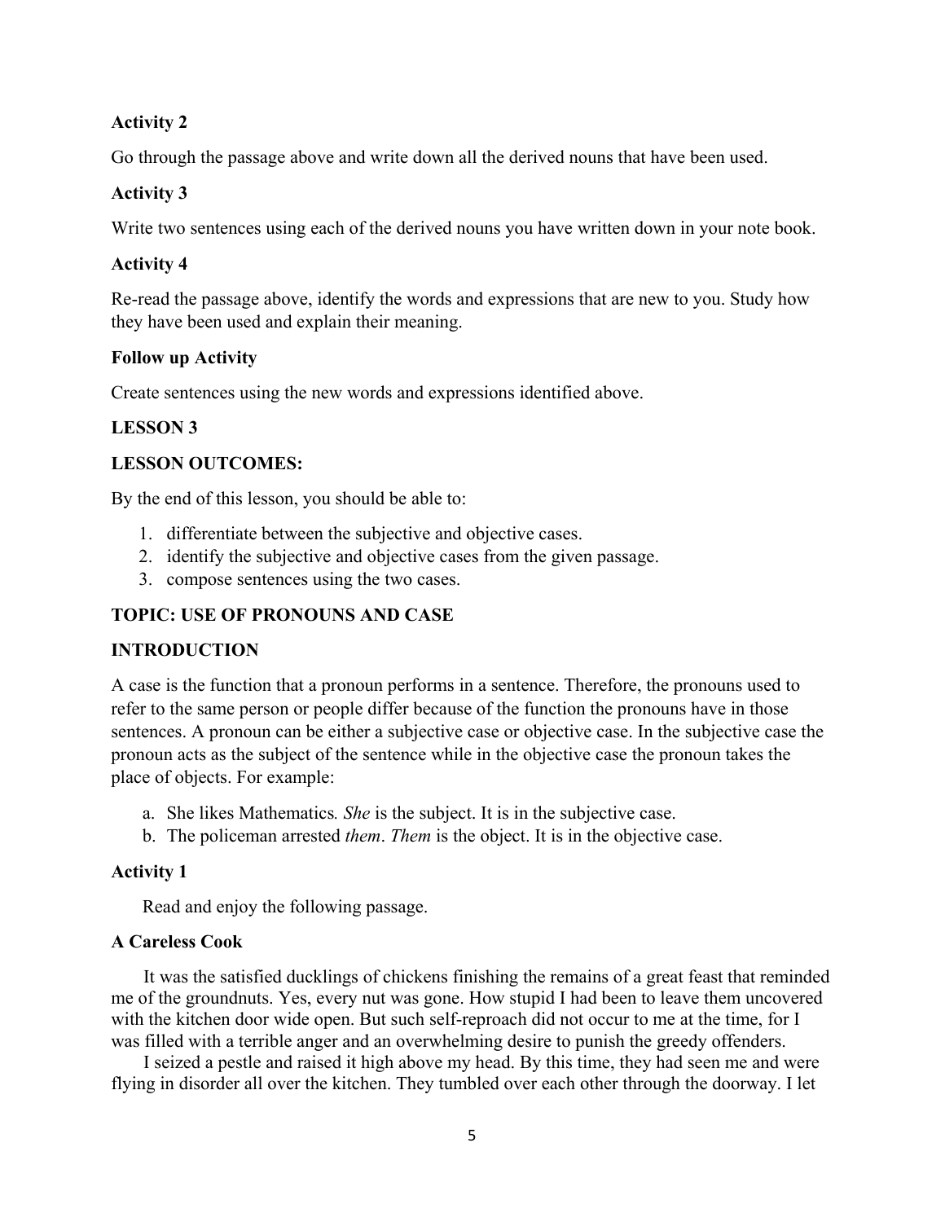**Activity 2**

Go through the passage above and write down all the derived nouns that have been used.

**Activity 3**

Write two sentences using each of the derived nouns you have written down in your note book.

**Activity 4**

Re-read the passage above, identify the words and expressions that are new to you. Study how they have been used and explain their meaning.

**Follow up Activity**

Create sentences using the new words and expressions identified above.

**LESSON 3**

**LESSON OUTCOMES:**

By the end of this lesson, you should be able to:

1. differentiate between the subjective and objective cases.
2. identify the subjective and objective cases from the given passage.
3. compose sentences using the two cases.

**TOPIC: USE OF PRONOUNS AND CASE**

**INTRODUCTION**

A case is the function that a pronoun performs in a sentence. Therefore, the pronouns used to refer to the same person or people differ because of the function the pronouns have in those sentences. A pronoun can be either a subjective case or objective case. In the subjective case the pronoun acts as the subject of the sentence while in the objective case the pronoun takes the place of objects. For example:

a. She likes Mathematics. *She* is the subject. It is in the subjective case.
b. The policeman arrested *them*. *Them* is the object. It is in the objective case.

**Activity 1**

Read and enjoy the following passage.

**A Careless Cook**

It was the satisfied ducklings of chickens finishing the remains of a great feast that reminded me of the groundnuts. Yes, every nut was gone. How stupid I had been to leave them uncovered with the kitchen door wide open. But such self-reproach did not occur to me at the time, for I was filled with a terrible anger and an overwhelming desire to punish the greedy offenders.

I seized a pestle and raised it high above my head. By this time, they had seen me and were flying in disorder all over the kitchen. They tumbled over each other through the doorway. I let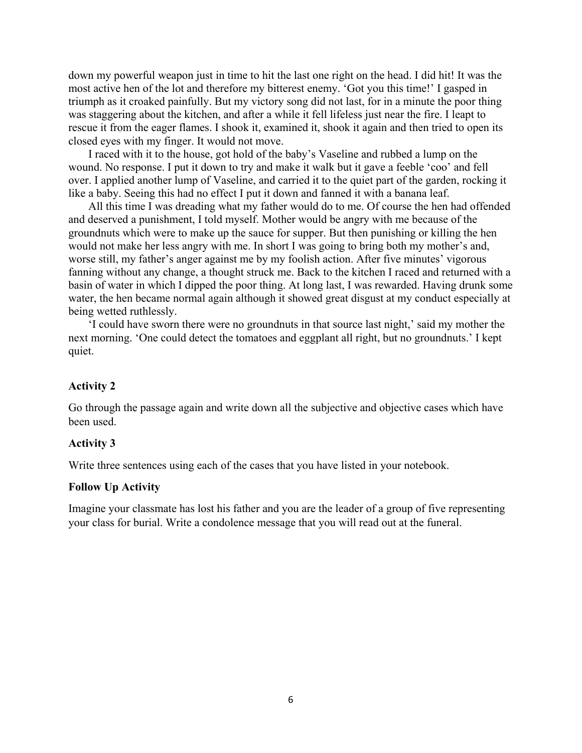down my powerful weapon just in time to hit the last one right on the head. I did hit! It was the most active hen of the lot and therefore my bitterest enemy. 'Got you this time!' I gasped in triumph as it croaked painfully. But my victory song did not last, for in a minute the poor thing was staggering about the kitchen, and after a while it fell lifeless just near the fire. I leapt to rescue it from the eager flames. I shook it, examined it, shook it again and then tried to open its closed eyes with my finger. It would not move.

I raced with it to the house, got hold of the baby's Vaseline and rubbed a lump on the wound. No response. I put it down to try and make it walk but it gave a feeble 'coo' and fell over. I applied another lump of Vaseline, and carried it to the quiet part of the garden, rocking it like a baby. Seeing this had no effect I put it down and fanned it with a banana leaf.

All this time I was dreading what my father would do to me. Of course the hen had offended and deserved a punishment, I told myself. Mother would be angry with me because of the groundnuts which were to make up the sauce for supper. But then punishing or killing the hen would not make her less angry with me. In short I was going to bring both my mother's and, worse still, my father's anger against me by my foolish action. After five minutes' vigorous fanning without any change, a thought struck me. Back to the kitchen I raced and returned with a basin of water in which I dipped the poor thing. At long last, I was rewarded. Having drunk some water, the hen became normal again although it showed great disgust at my conduct especially at being wetted ruthlessly.

'I could have sworn there were no groundnuts in that source last night,' said my mother the next morning. 'One could detect the tomatoes and eggplant all right, but no groundnuts.' I kept quiet.

**Activity 2**

Go through the passage again and write down all the subjective and objective cases which have been used.

**Activity 3**

Write three sentences using each of the cases that you have listed in your notebook.

**Follow Up Activity**

Imagine your classmate has lost his father and you are the leader of a group of five representing your class for burial. Write a condolence message that you will read out at the funeral.